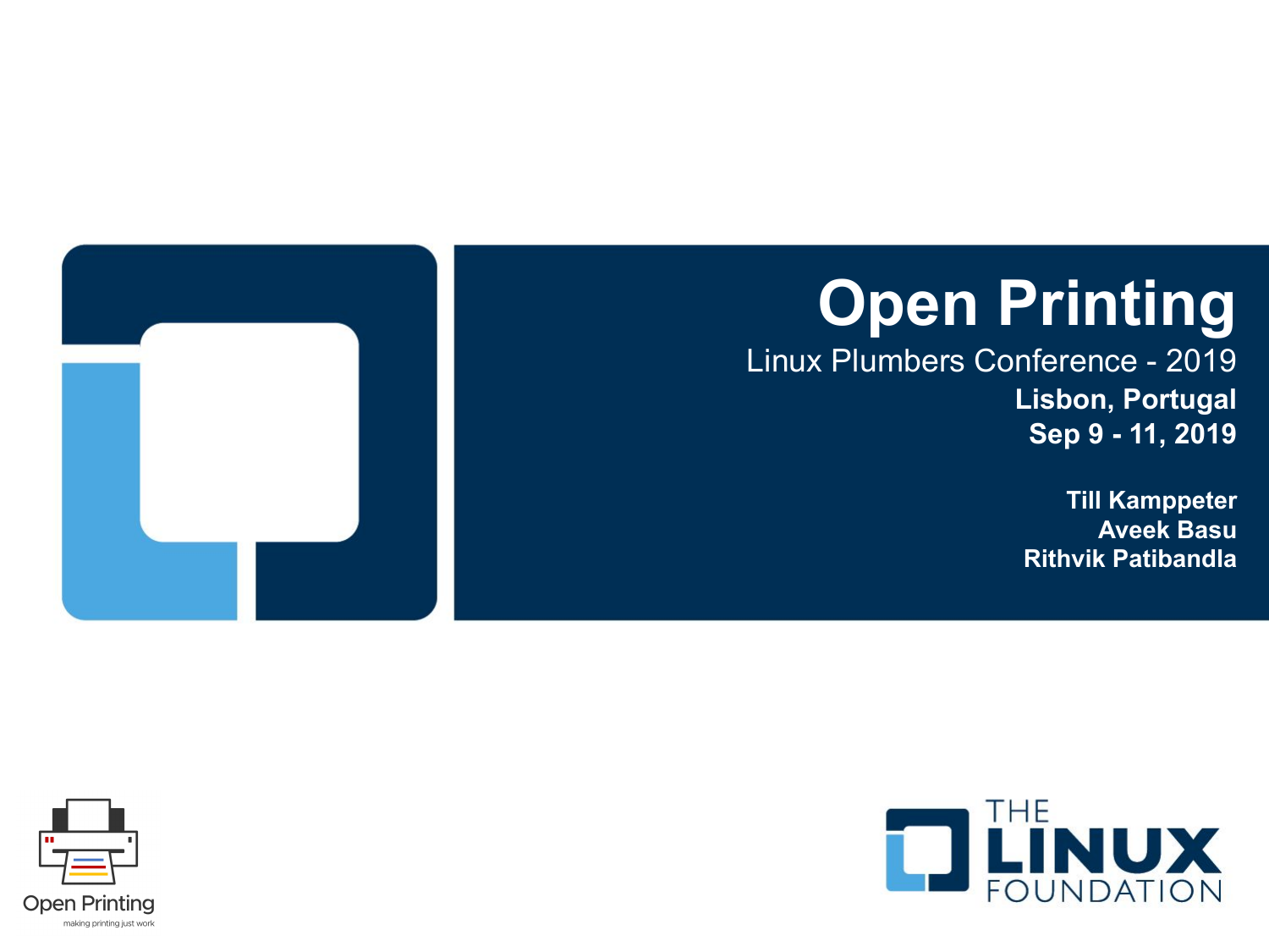# Open Printing

Linux Plumbers Conference - 2019

**Lisbon, Portugal**

**Sep 9 - 11, 2019**

**Till Kamppeter**
**Aveek Basu**
**Rithvik Patibandla**

Open Printing
making printing just work

THE LINUX FOUNDATION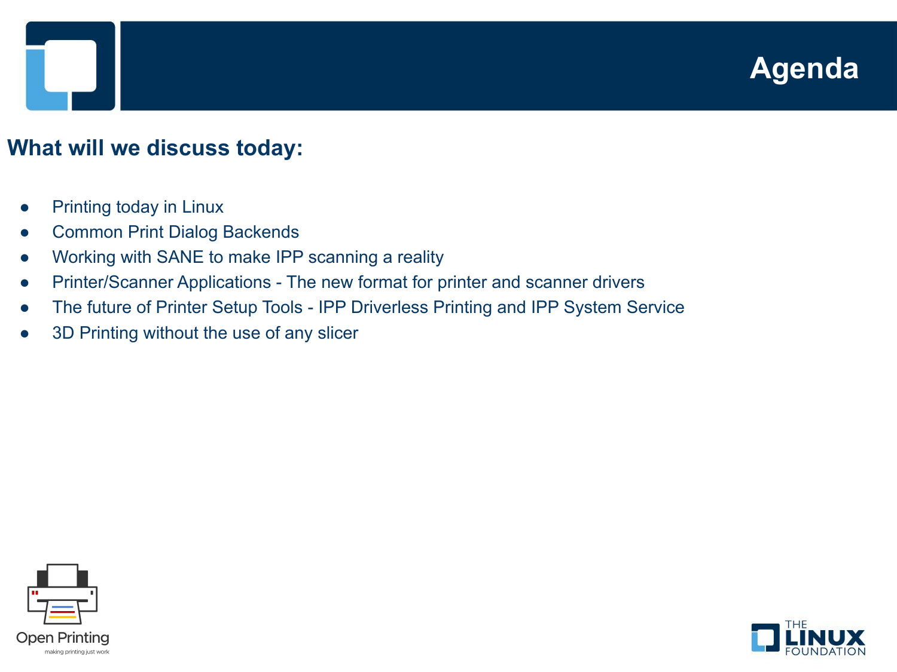# Agenda

## What will we discuss today:

- Printing today in Linux
- Common Print Dialog Backends
- Working with SANE to make IPP scanning a reality
- Printer/Scanner Applications - The new format for printer and scanner drivers
- The future of Printer Setup Tools - IPP Driverless Printing and IPP System Service
- 3D Printing without the use of any slicer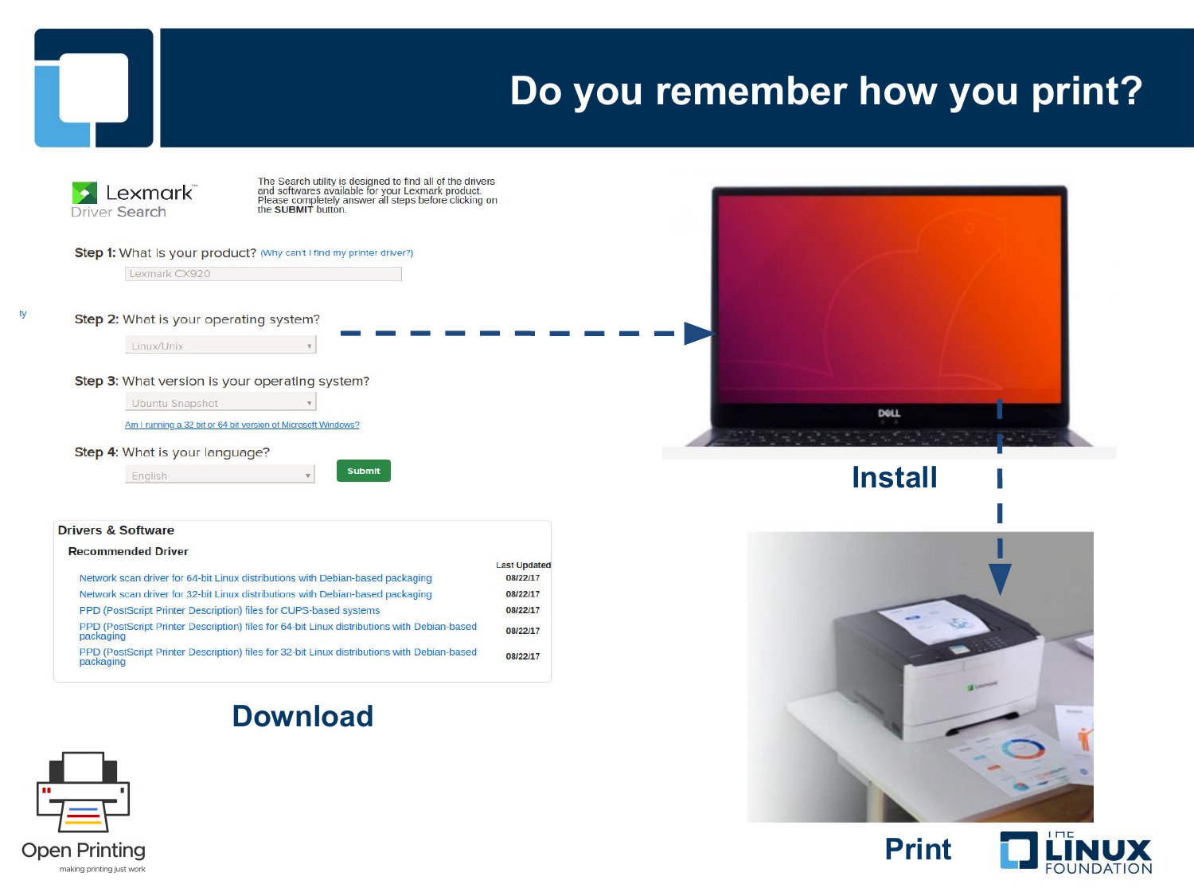# Do you remember how you print?

Lexmark
Driver Search

The Search utility is designed to find all of the drivers and softwares available for your Lexmark product. Please completely answer all steps before clicking on the **SUBMIT** button.

**Step 1:** What is your product? (Why can't I find my printer driver?)

Lexmark CX920

**Step 2:** What is your operating system?

Linux/Unix

**Step 3:** What version is your operating system?

Ubuntu Snapshot

Am I running a 32 bit or 64 bit version of Microsoft Windows?

**Step 4:** What is your language?

English

Submit

**Drivers & Software**

**Recommended Driver**

| | Last Updated |
|---|---|
| Network scan driver for 64-bit Linux distributions with Debian-based packaging | 08/22/17 |
| Network scan driver for 32-bit Linux distributions with Debian-based packaging | 08/22/17 |
| PPD (PostScript Printer Description) files for CUPS-based systems | 08/22/17 |
| PPD (PostScript Printer Description) files for 64-bit Linux distributions with Debian-based packaging | 08/22/17 |
| PPD (PostScript Printer Description) files for 32-bit Linux distributions with Debian-based packaging | 08/22/17 |

**Download**

**Install**

**Print**

Open Printing
making printing just work

THE LINUX FOUNDATION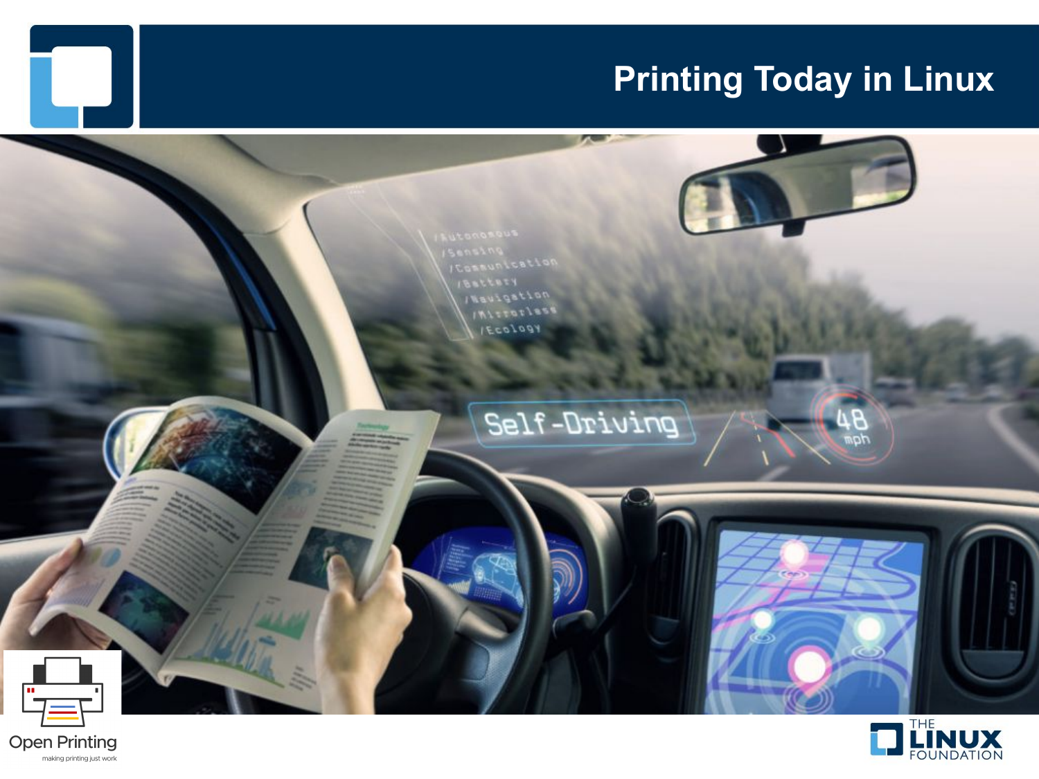# Printing Today in Linux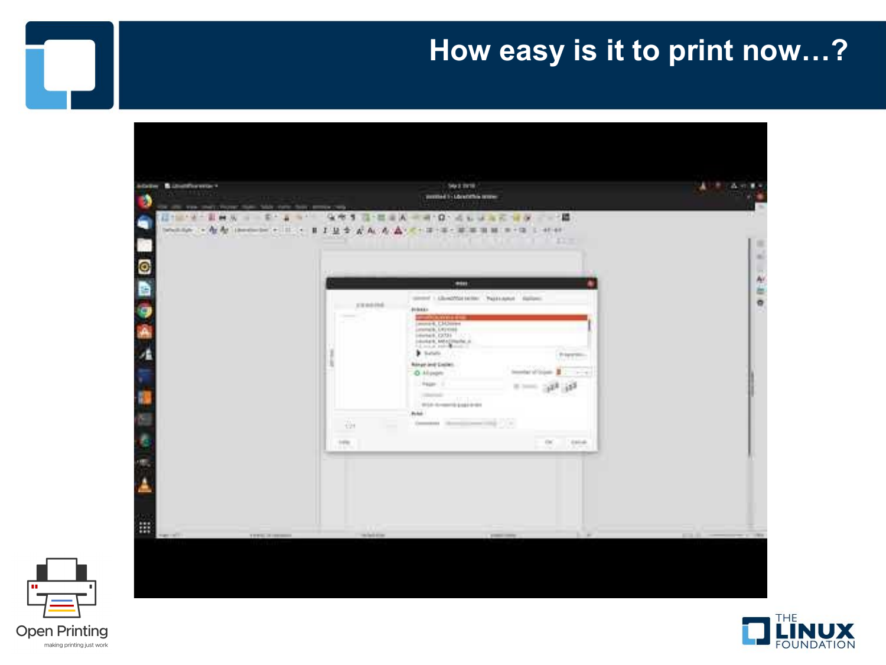# How easy is it to print now…?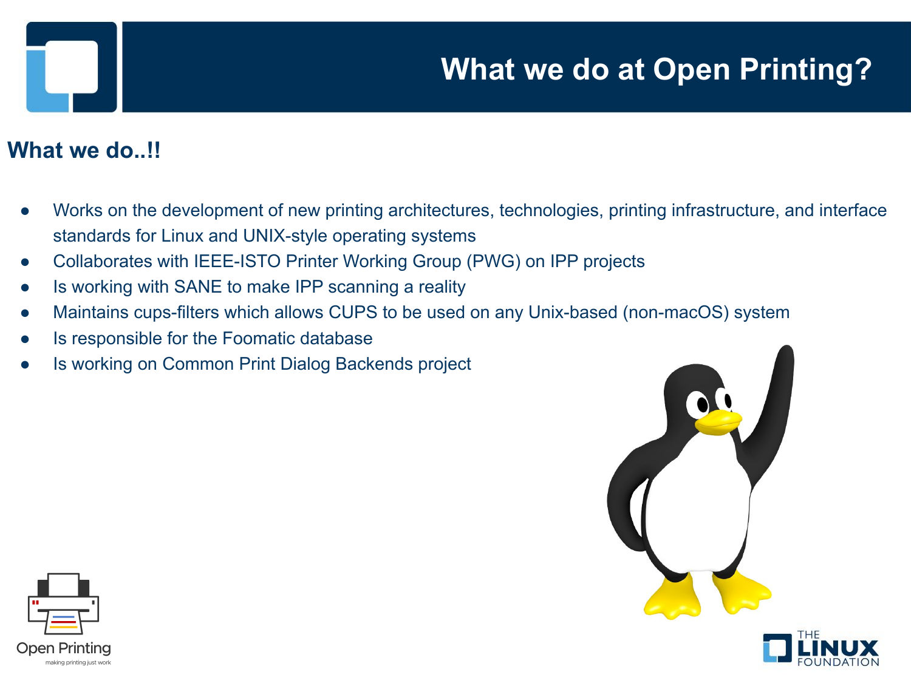# What we do at Open Printing?

## What we do..!!

- Works on the development of new printing architectures, technologies, printing infrastructure, and interface standards for Linux and UNIX-style operating systems
- Collaborates with IEEE-ISTO Printer Working Group (PWG) on IPP projects
- Is working with SANE to make IPP scanning a reality
- Maintains cups-filters which allows CUPS to be used on any Unix-based (non-macOS) system
- Is responsible for the Foomatic database
- Is working on Common Print Dialog Backends project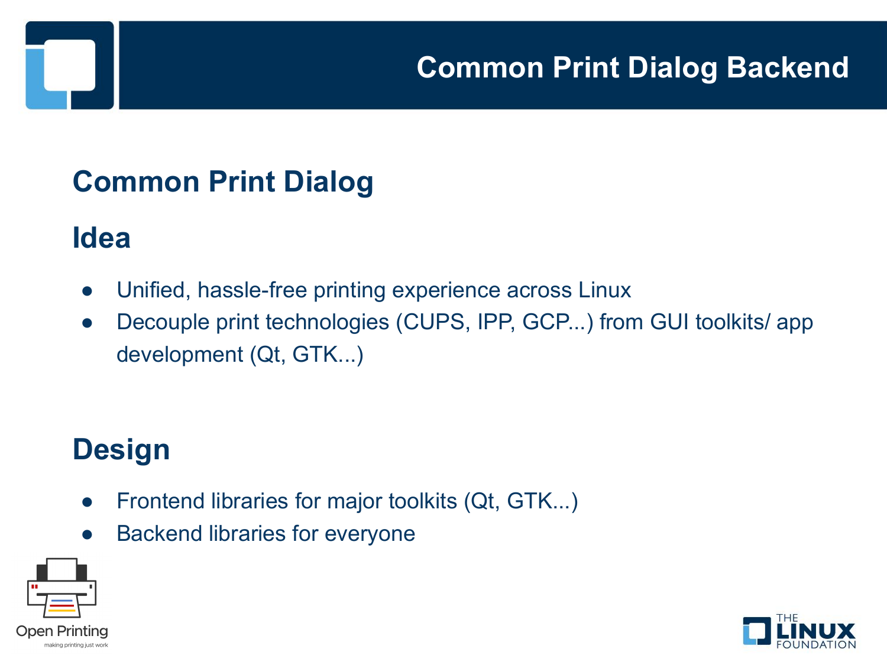# Common Print Dialog Backend

## Common Print Dialog

### Idea

- Unified, hassle-free printing experience across Linux
- Decouple print technologies (CUPS, IPP, GCP...) from GUI toolkits/ app development (Qt, GTK...)

### Design

- Frontend libraries for major toolkits (Qt, GTK...)
- Backend libraries for everyone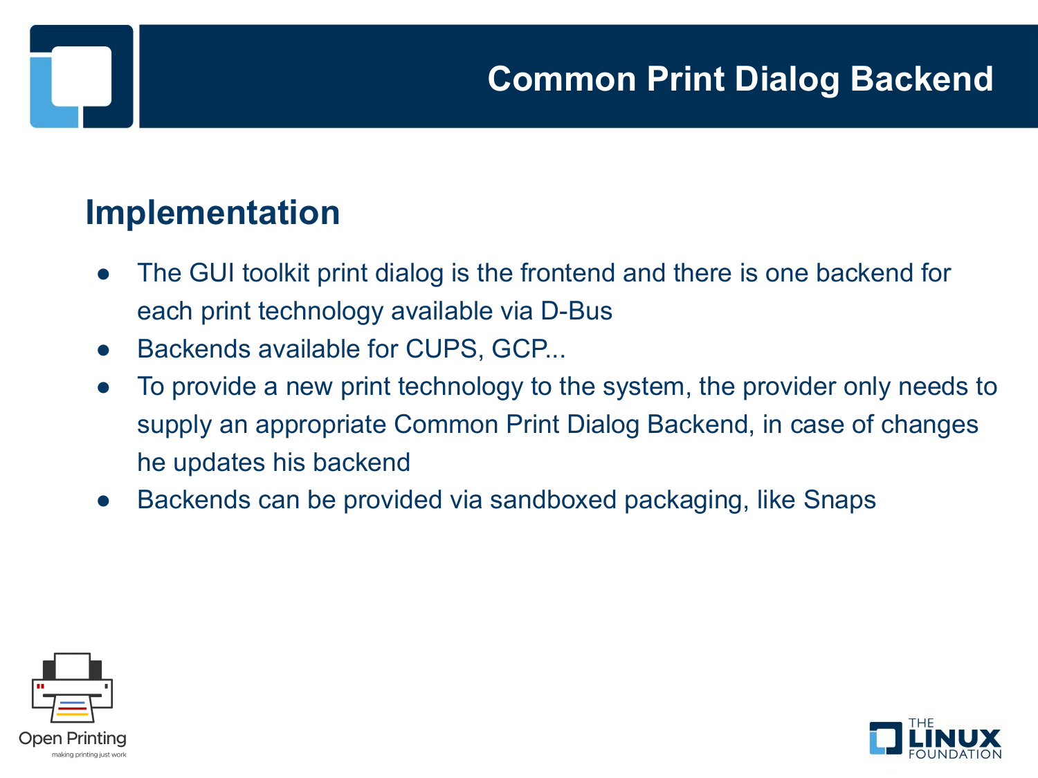# Common Print Dialog Backend

## Implementation

- The GUI toolkit print dialog is the frontend and there is one backend for each print technology available via D-Bus
- Backends available for CUPS, GCP...
- To provide a new print technology to the system, the provider only needs to supply an appropriate Common Print Dialog Backend, in case of changes he updates his backend
- Backends can be provided via sandboxed packaging, like Snaps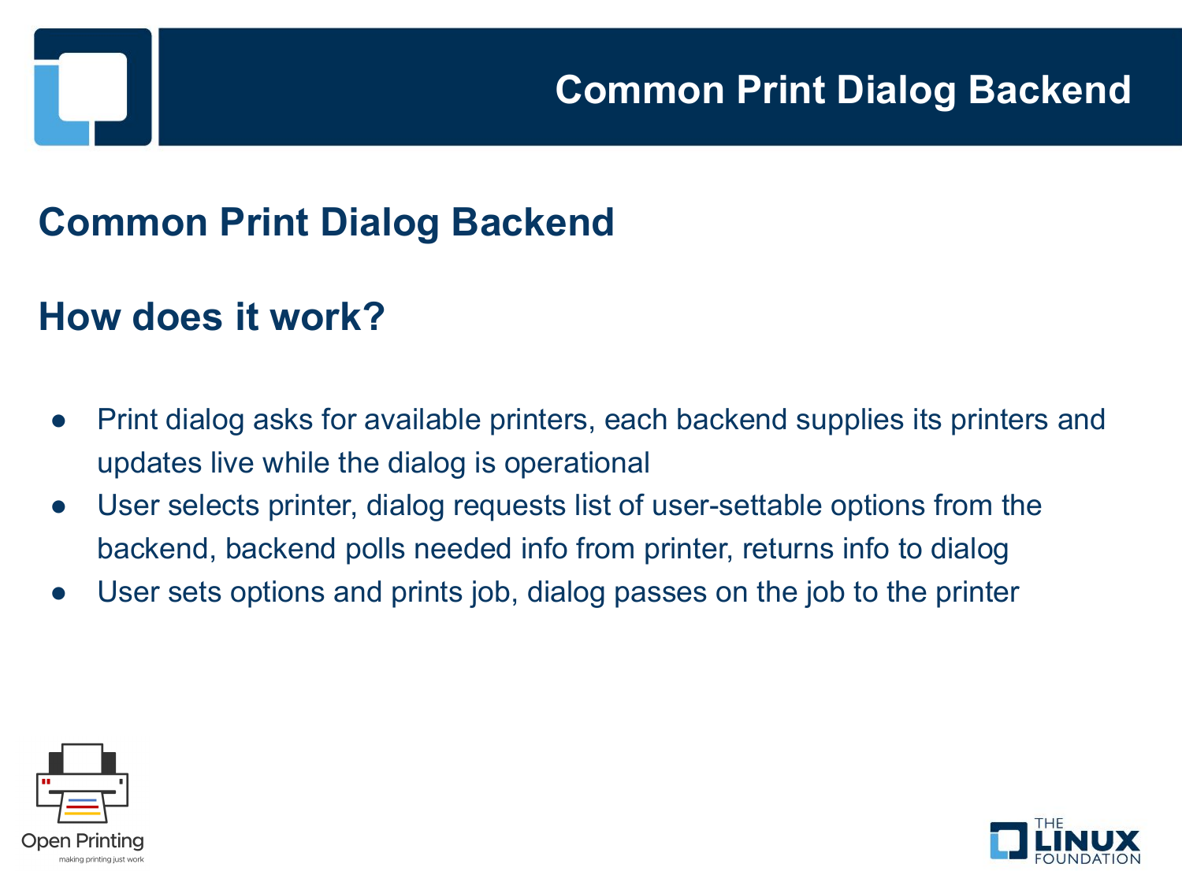## Common Print Dialog Backend

### How does it work?

- Print dialog asks for available printers, each backend supplies its printers and updates live while the dialog is operational
- User selects printer, dialog requests list of user-settable options from the backend, backend polls needed info from printer, returns info to dialog
- User sets options and prints job, dialog passes on the job to the printer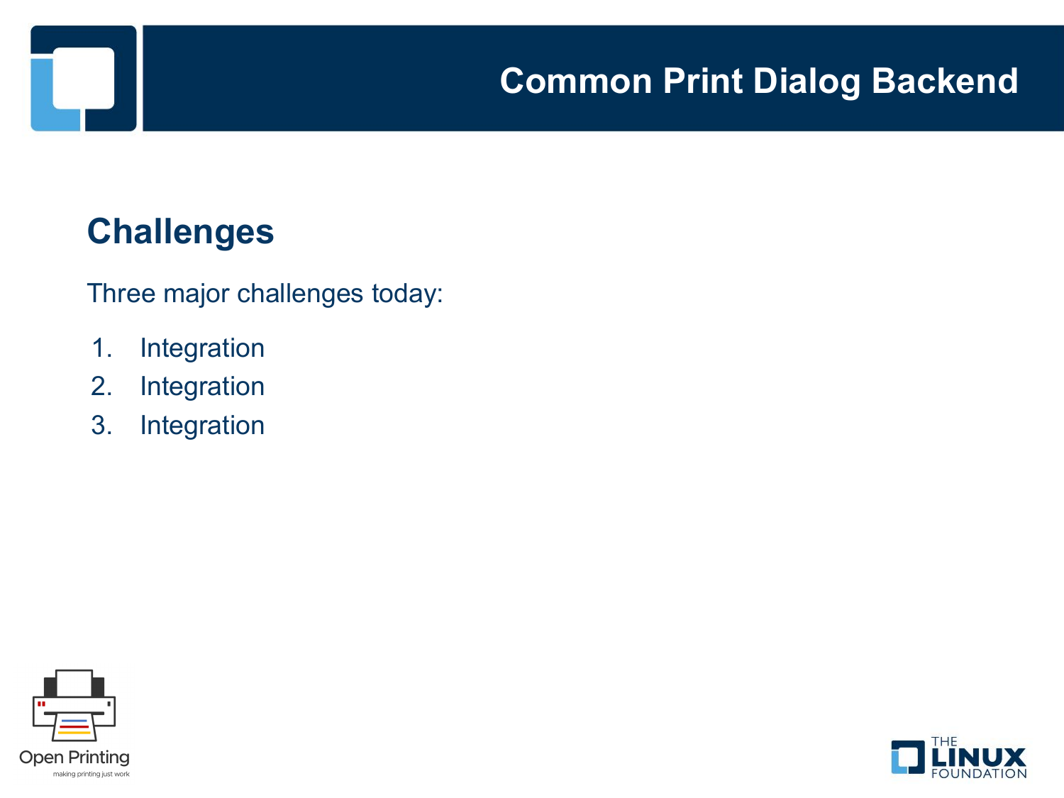# Common Print Dialog Backend

## Challenges

Three major challenges today:

1. Integration
2. Integration
3. Integration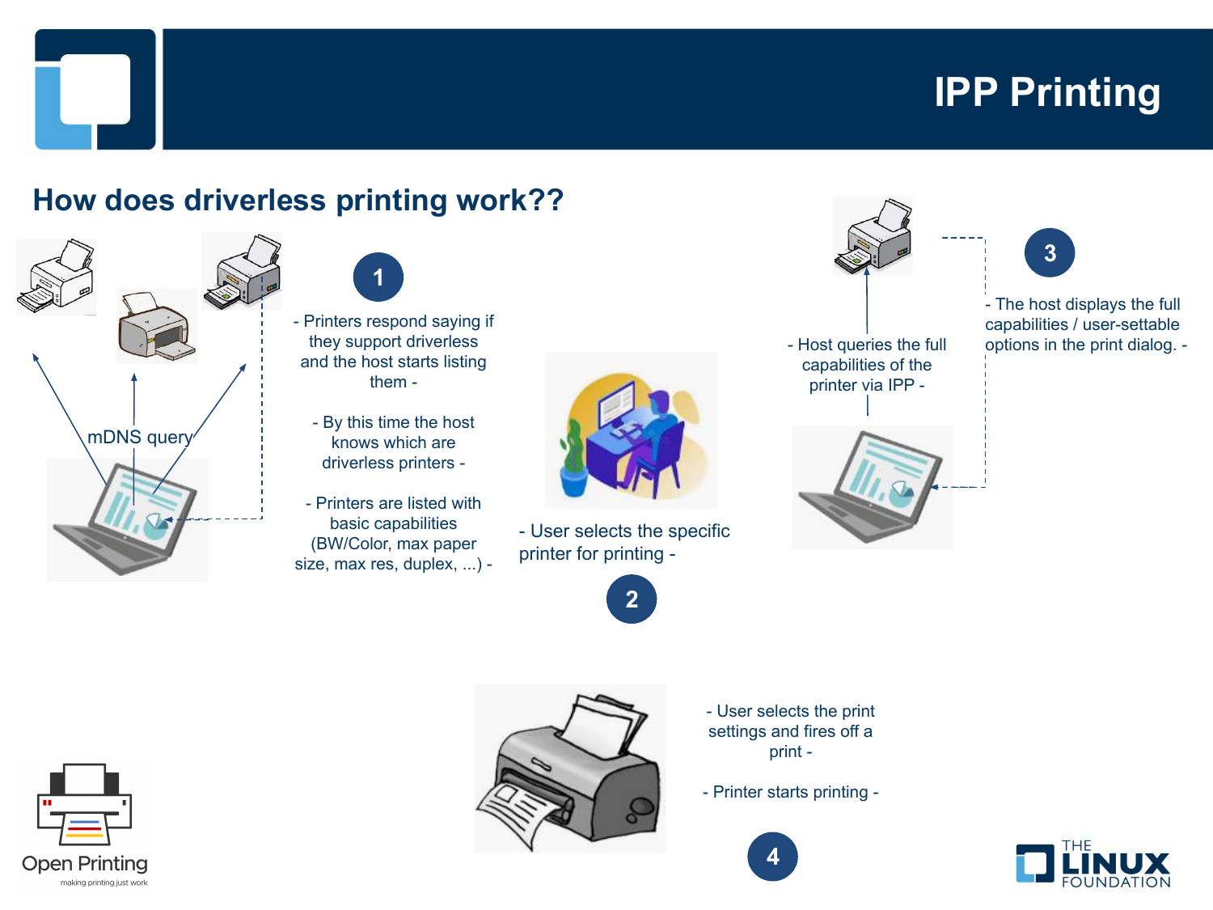# IPP Printing

## How does driverless printing work??

mDNS query

**1**

- Printers respond saying if they support driverless and the host starts listing them -

- By this time the host knows which are driverless printers -

- Printers are listed with basic capabilities (BW/Color, max paper size, max res, duplex, ...) -

**2**

- User selects the specific printer for printing -

**3**

- Host queries the full capabilities of the printer via IPP -

- The host displays the full capabilities / user-settable options in the print dialog. -

**4**

- User selects the print settings and fires off a print -

- Printer starts printing -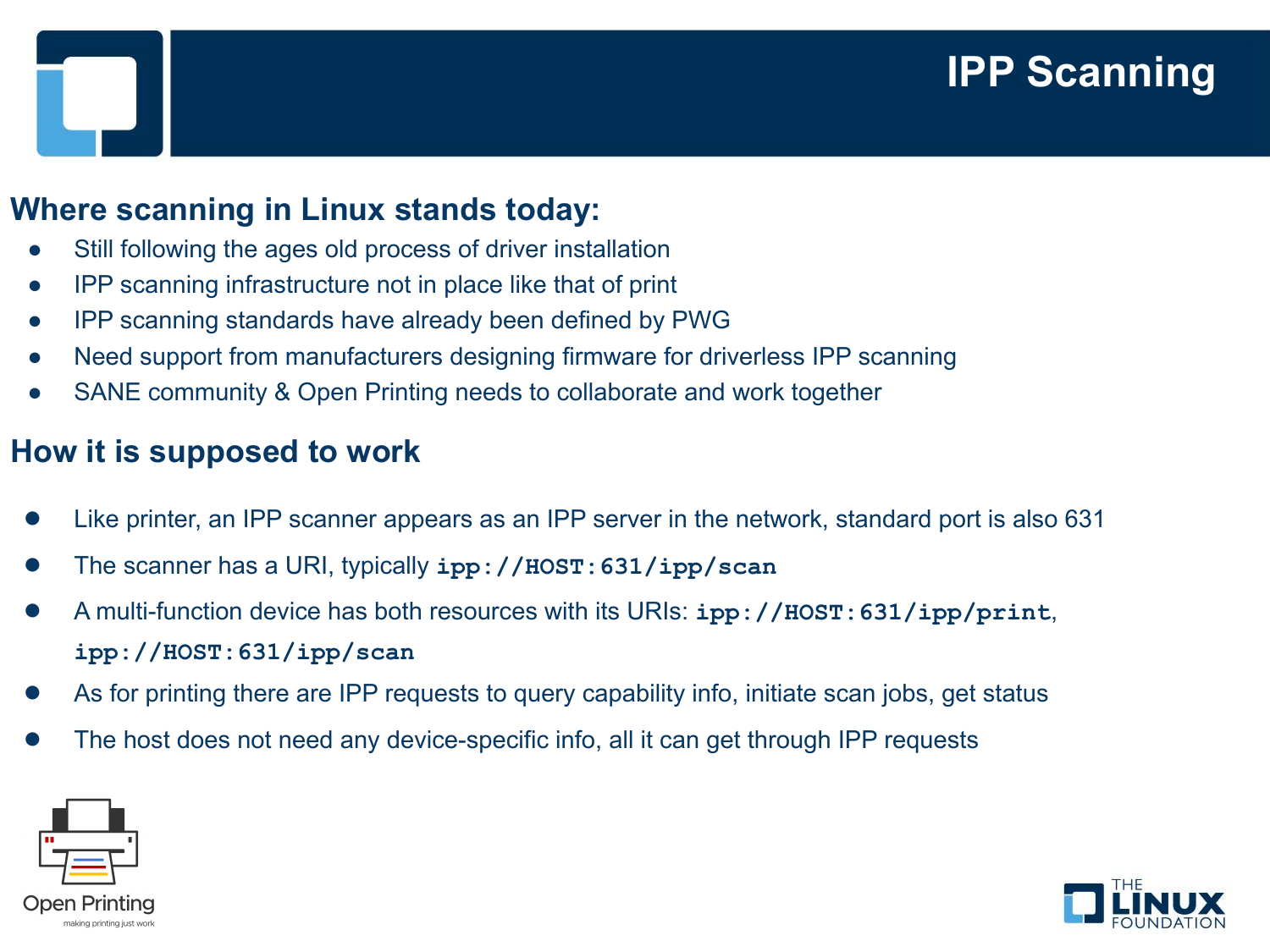# IPP Scanning

## Where scanning in Linux stands today:

- Still following the ages old process of driver installation
- IPP scanning infrastructure not in place like that of print
- IPP scanning standards have already been defined by PWG
- Need support from manufacturers designing firmware for driverless IPP scanning
- SANE community & Open Printing needs to collaborate and work together

## How it is supposed to work

- Like printer, an IPP scanner appears as an IPP server in the network, standard port is also 631
- The scanner has a URI, typically **`ipp://HOST:631/ipp/scan`**
- A multi-function device has both resources with its URIs: **`ipp://HOST:631/ipp/print`**, **`ipp://HOST:631/ipp/scan`**
- As for printing there are IPP requests to query capability info, initiate scan jobs, get status
- The host does not need any device-specific info, all it can get through IPP requests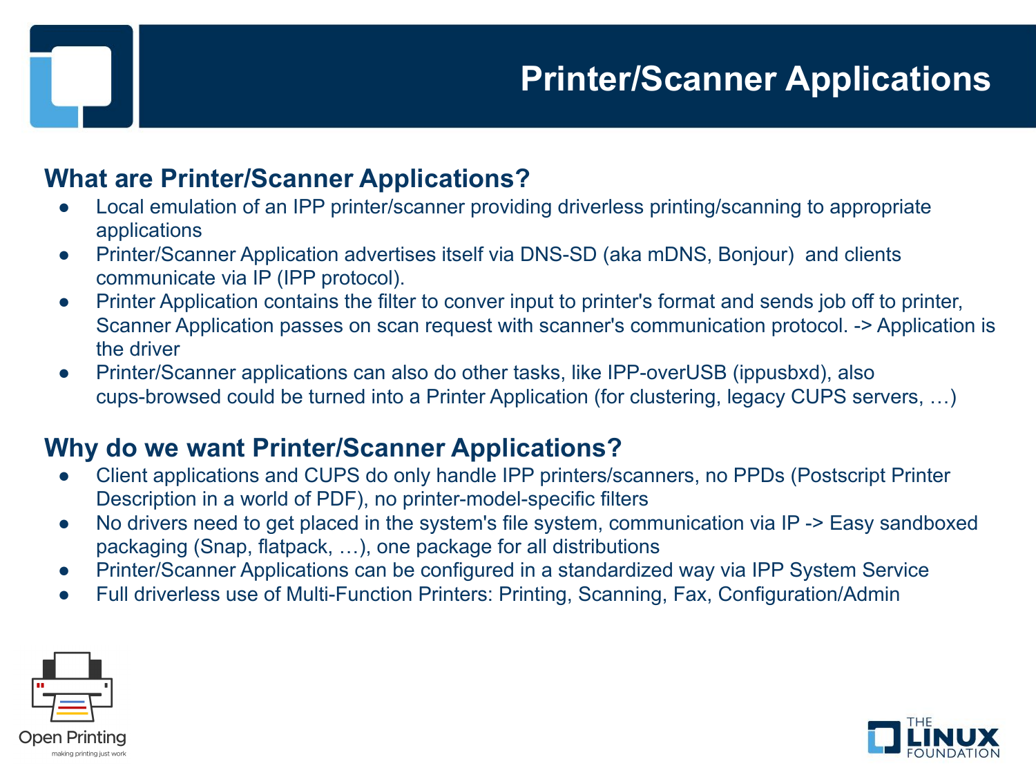# Printer/Scanner Applications

## What are Printer/Scanner Applications?

- Local emulation of an IPP printer/scanner providing driverless printing/scanning to appropriate applications
- Printer/Scanner Application advertises itself via DNS-SD (aka mDNS, Bonjour) and clients communicate via IP (IPP protocol).
- Printer Application contains the filter to conver input to printer's format and sends job off to printer, Scanner Application passes on scan request with scanner's communication protocol. -> Application is the driver
- Printer/Scanner applications can also do other tasks, like IPP-overUSB (ippusbxd), also cups-browsed could be turned into a Printer Application (for clustering, legacy CUPS servers, …)

## Why do we want Printer/Scanner Applications?

- Client applications and CUPS do only handle IPP printers/scanners, no PPDs (Postscript Printer Description in a world of PDF), no printer-model-specific filters
- No drivers need to get placed in the system's file system, communication via IP -> Easy sandboxed packaging (Snap, flatpack, …), one package for all distributions
- Printer/Scanner Applications can be configured in a standardized way via IPP System Service
- Full driverless use of Multi-Function Printers: Printing, Scanning, Fax, Configuration/Admin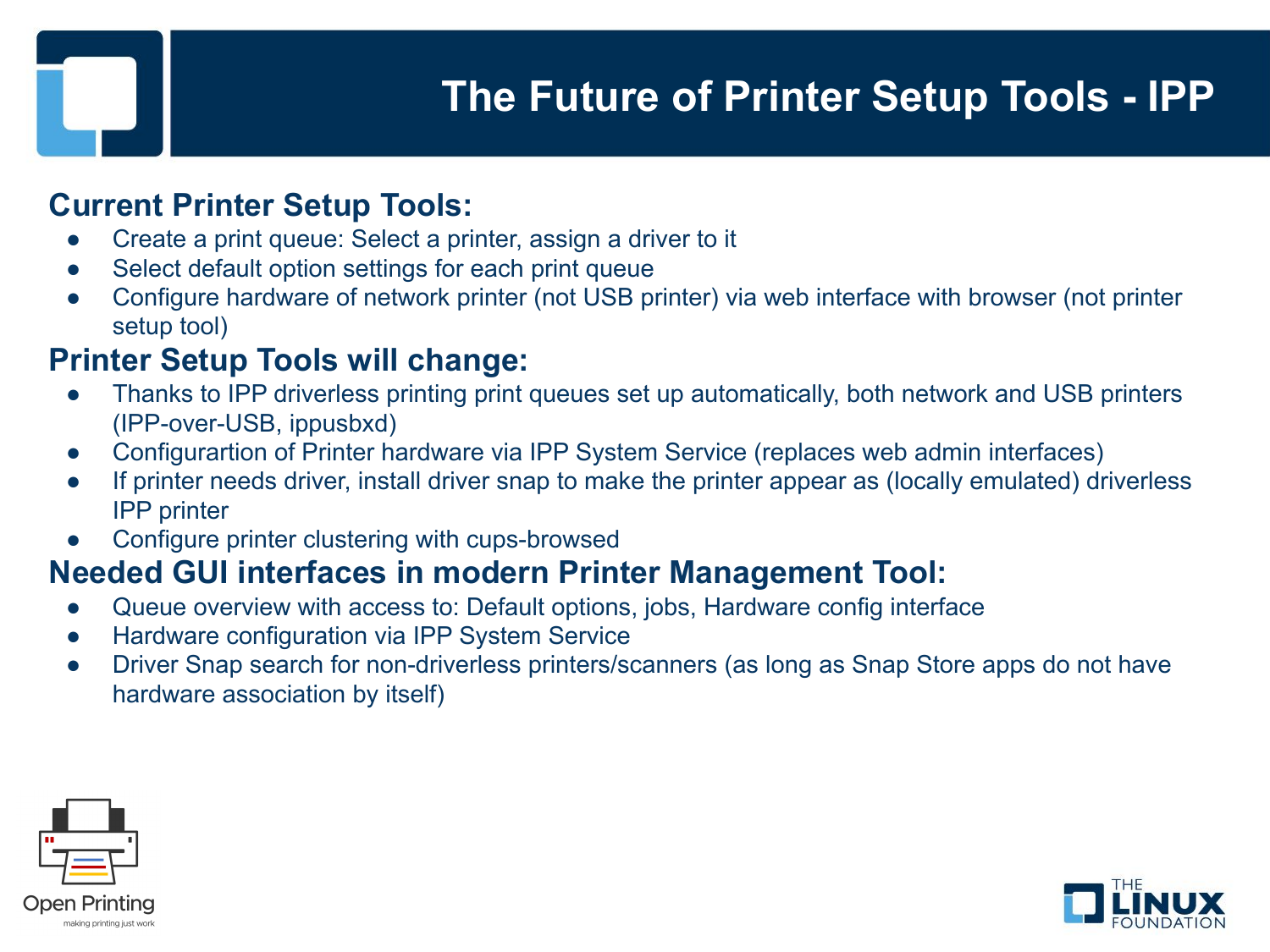# The Future of Printer Setup Tools - IPP

## Current Printer Setup Tools:

- Create a print queue: Select a printer, assign a driver to it
- Select default option settings for each print queue
- Configure hardware of network printer (not USB printer) via web interface with browser (not printer setup tool)

## Printer Setup Tools will change:

- Thanks to IPP driverless printing print queues set up automatically, both network and USB printers (IPP-over-USB, ippusbxd)
- Configurartion of Printer hardware via IPP System Service (replaces web admin interfaces)
- If printer needs driver, install driver snap to make the printer appear as (locally emulated) driverless IPP printer
- Configure printer clustering with cups-browsed

## Needed GUI interfaces in modern Printer Management Tool:

- Queue overview with access to: Default options, jobs, Hardware config interface
- Hardware configuration via IPP System Service
- Driver Snap search for non-driverless printers/scanners (as long as Snap Store apps do not have hardware association by itself)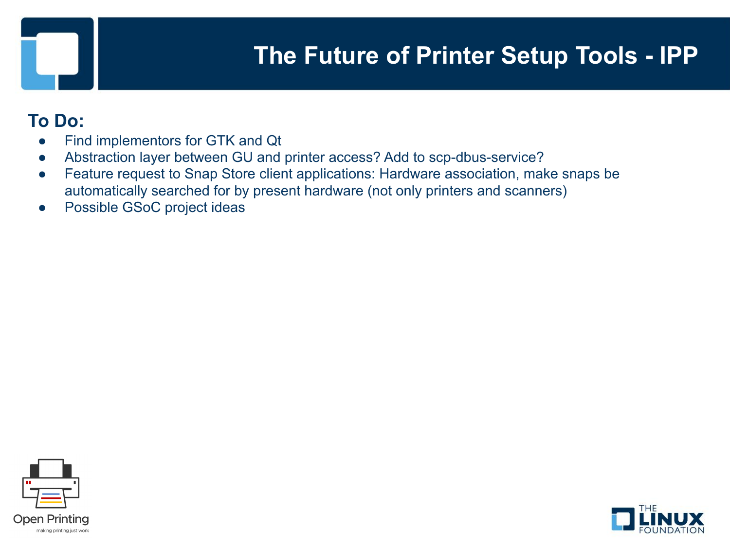# The Future of Printer Setup Tools - IPP

## To Do:

- Find implementors for GTK and Qt
- Abstraction layer between GU and printer access? Add to scp-dbus-service?
- Feature request to Snap Store client applications: Hardware association, make snaps be automatically searched for by present hardware (not only printers and scanners)
- Possible GSoC project ideas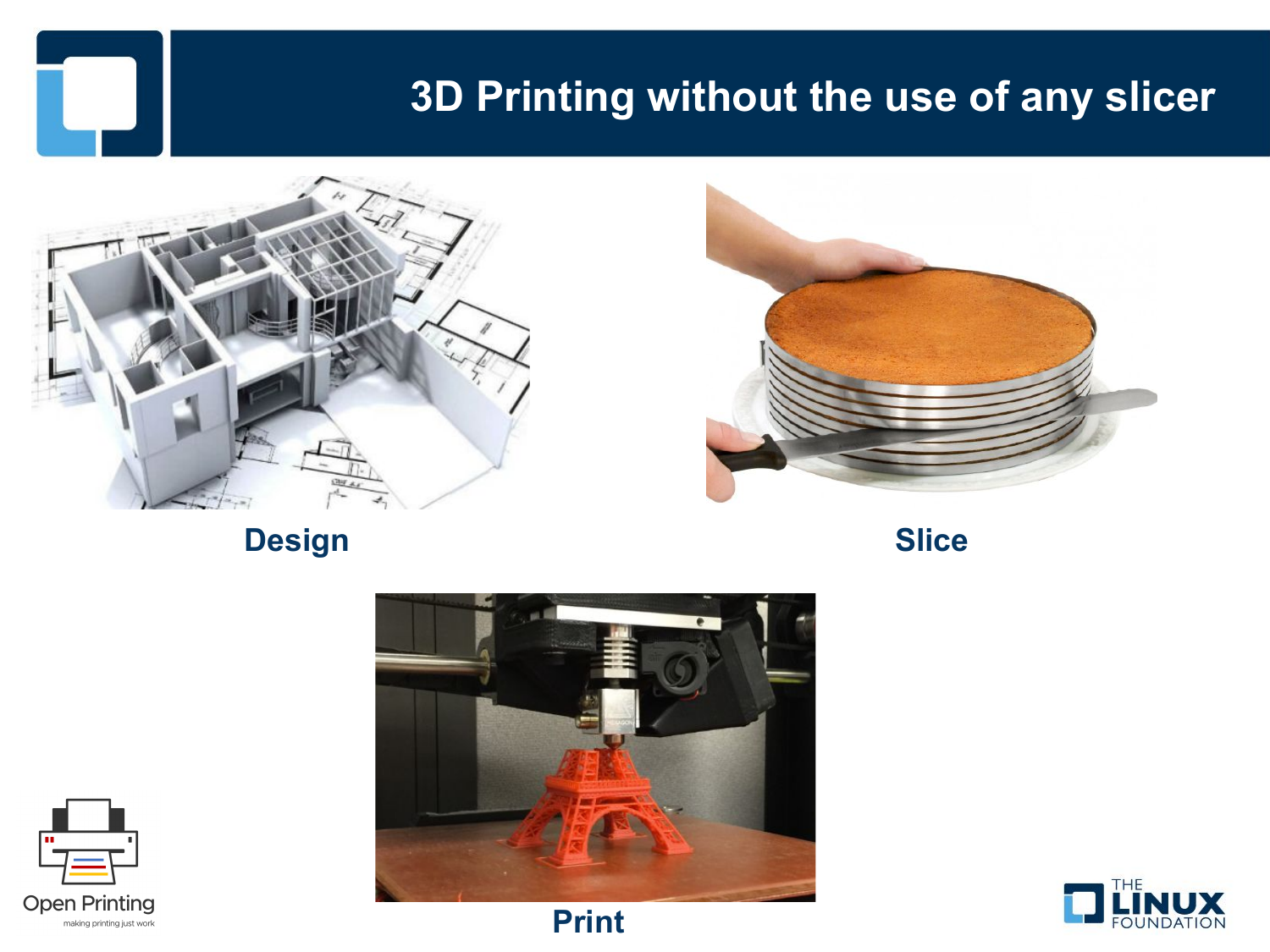# 3D Printing without the use of any slicer

**Design**

**Slice**

**Print**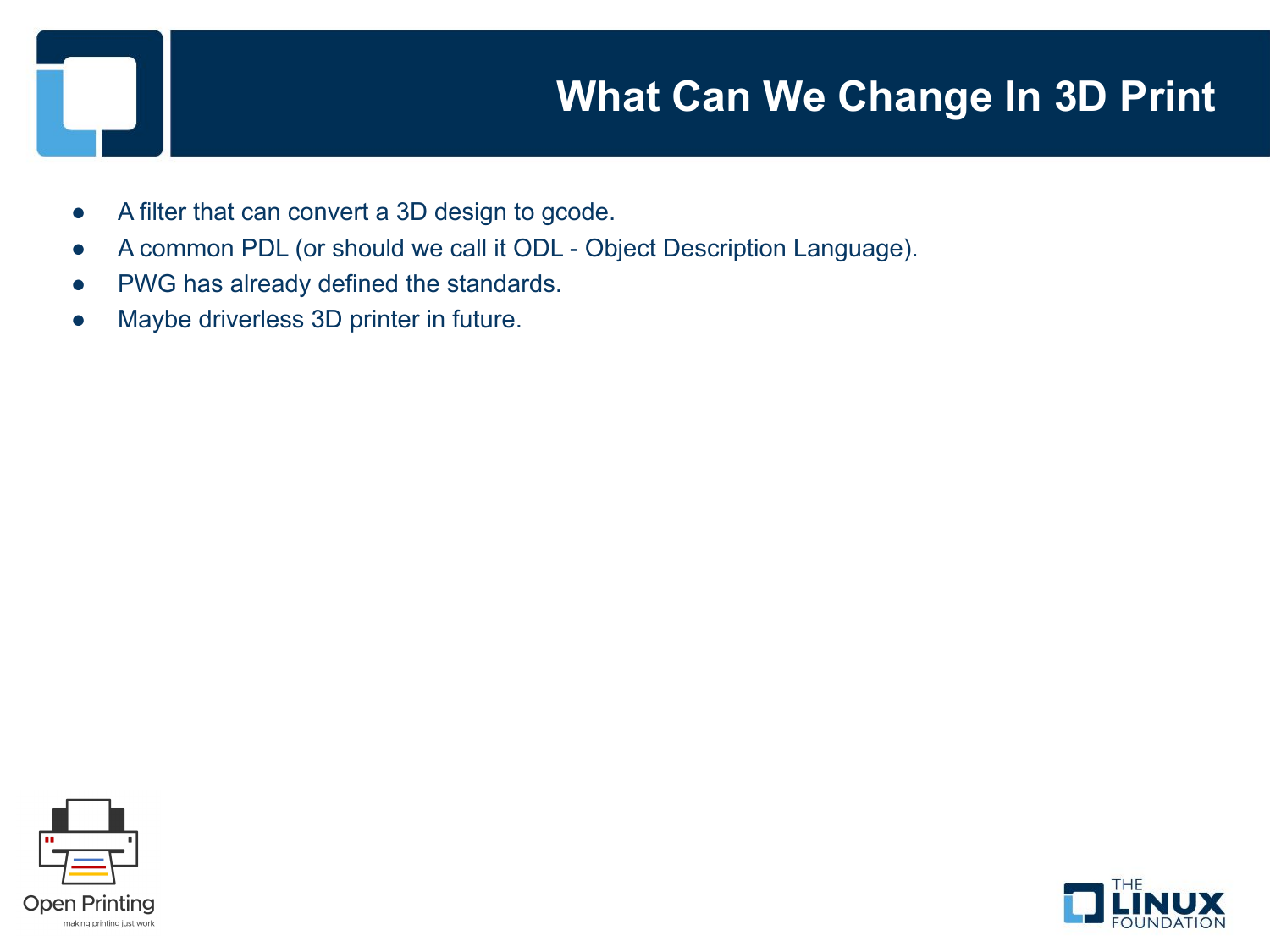# What Can We Change In 3D Print

- A filter that can convert a 3D design to gcode.
- A common PDL (or should we call it ODL - Object Description Language).
- PWG has already defined the standards.
- Maybe driverless 3D printer in future.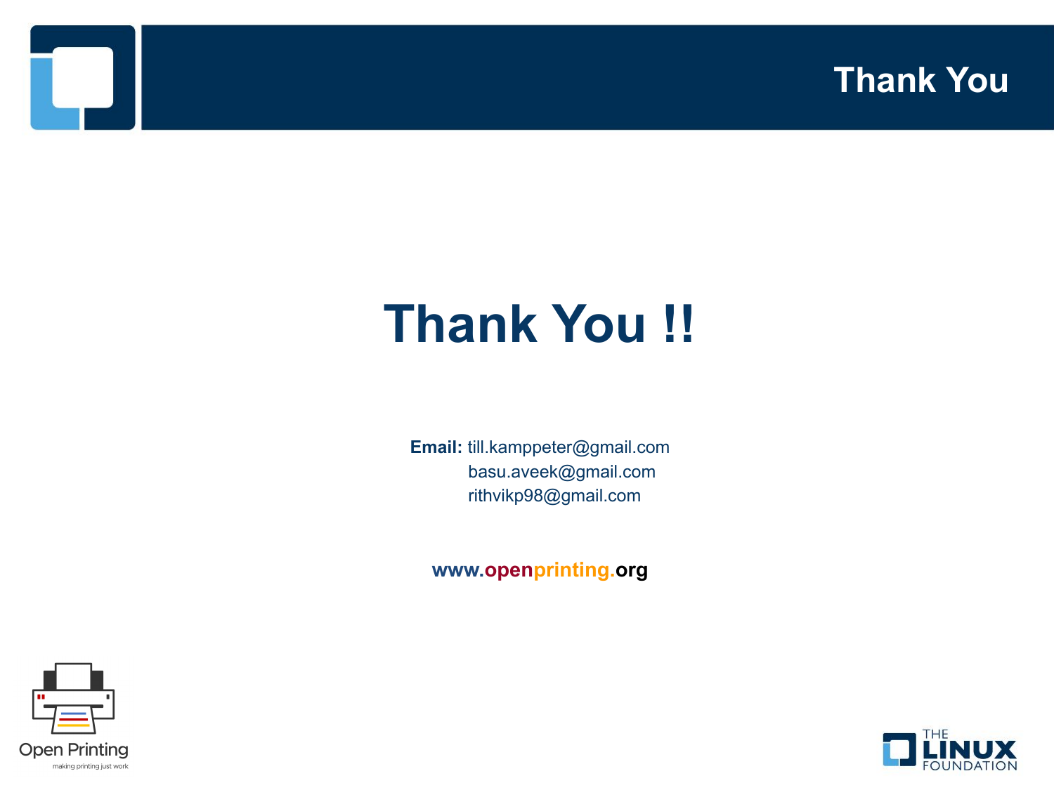# Thank You

## Thank You !!

**Email:** till.kamppeter@gmail.com
basu.aveek@gmail.com
rithvikp98@gmail.com

**www.openprinting.org**

Open Printing
making printing just work

THE LINUX FOUNDATION